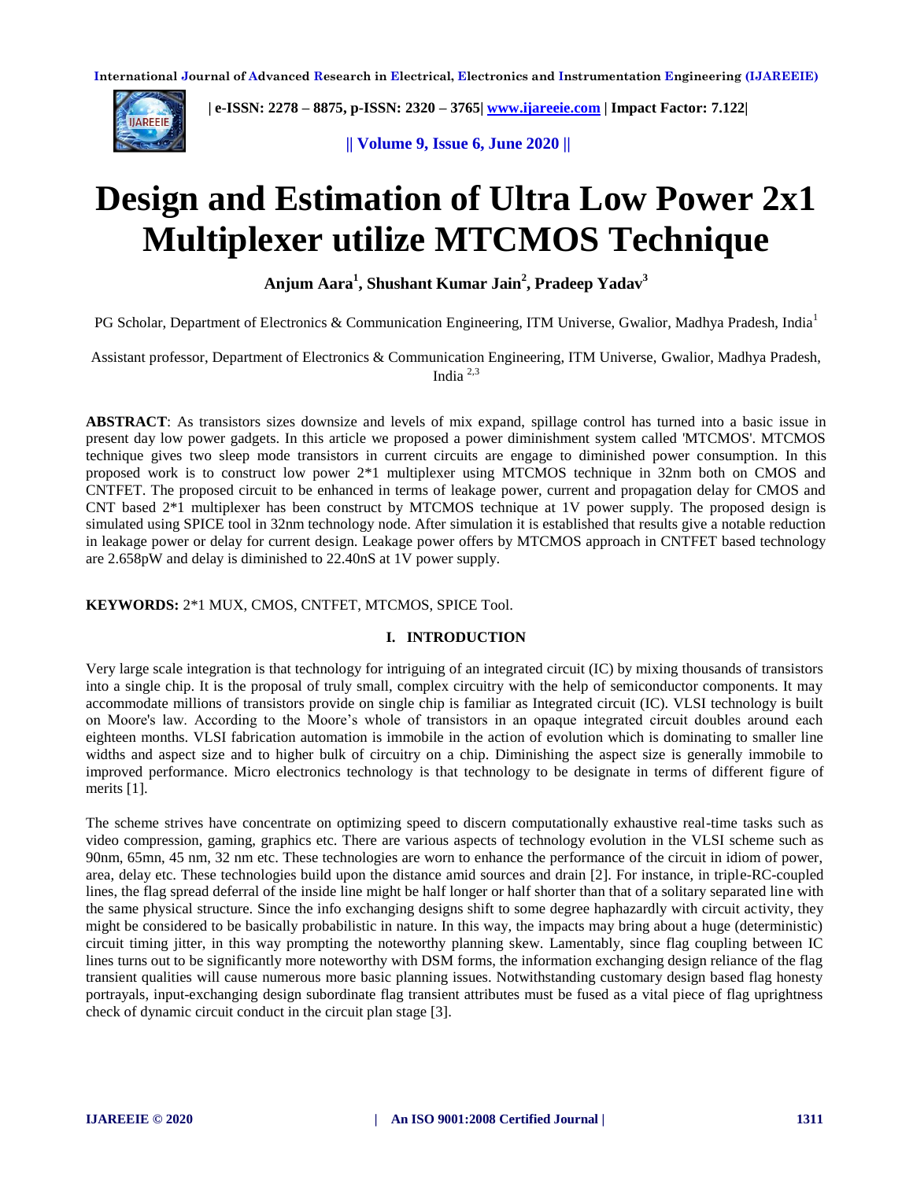# Design and Estimation of Ultra Low Power 2x1 Multiplexer utilize MTCMOS Technique

**Anjum Aara[1], Shushant Kumar Jain[2], Pradeep Yadav[3]**

PG Scholar, Department of Electronics & Communication Engineering, ITM Universe, Gwalior, Madhya Pradesh, India[1]

Assistant professor, Department of Electronics & Communication Engineering, ITM Universe, Gwalior, Madhya Pradesh, India [2,3]

**ABSTRACT**: As transistors sizes downsize and levels of mix expand, spillage control has turned into a basic issue in present day low power gadgets. In this article we proposed a power diminishment system called 'MTCMOS'. MTCMOS technique gives two sleep mode transistors in current circuits are engage to diminished power consumption. In this proposed work is to construct low power 2*1 multiplexer using MTCMOS technique in 32nm both on CMOS and CNTFET. The proposed circuit to be enhanced in terms of leakage power, current and propagation delay for CMOS and CNT based 2*1 multiplexer has been construct by MTCMOS technique at 1V power supply. The proposed design is simulated using SPICE tool in 32nm technology node. After simulation it is established that results give a notable reduction in leakage power or delay for current design. Leakage power offers by MTCMOS approach in CNTFET based technology are 2.658pW and delay is diminished to 22.40nS at 1V power supply.

**KEYWORDS:** 2*1 MUX, CMOS, CNTFET, MTCMOS, SPICE Tool.

## I. INTRODUCTION

Very large scale integration is that technology for intriguing of an integrated circuit (IC) by mixing thousands of transistors into a single chip. It is the proposal of truly small, complex circuitry with the help of semiconductor components. It may accommodate millions of transistors provide on single chip is familiar as Integrated circuit (IC). VLSI technology is built on Moore's law. According to the Moore's whole of transistors in an opaque integrated circuit doubles around each eighteen months. VLSI fabrication automation is immobile in the action of evolution which is dominating to smaller line widths and aspect size and to higher bulk of circuitry on a chip. Diminishing the aspect size is generally immobile to improved performance. Micro electronics technology is that technology to be designate in terms of different figure of merits [1].

The scheme strives have concentrate on optimizing speed to discern computationally exhaustive real-time tasks such as video compression, gaming, graphics etc. There are various aspects of technology evolution in the VLSI scheme such as 90nm, 65mn, 45 nm, 32 nm etc. These technologies are worn to enhance the performance of the circuit in idiom of power, area, delay etc. These technologies build upon the distance amid sources and drain [2]. For instance, in triple-RC-coupled lines, the flag spread deferral of the inside line might be half longer or half shorter than that of a solitary separated line with the same physical structure. Since the info exchanging designs shift to some degree haphazardly with circuit activity, they might be considered to be basically probabilistic in nature. In this way, the impacts may bring about a huge (deterministic) circuit timing jitter, in this way prompting the noteworthy planning skew. Lamentably, since flag coupling between IC lines turns out to be significantly more noteworthy with DSM forms, the information exchanging design reliance of the flag transient qualities will cause numerous more basic planning issues. Notwithstanding customary design based flag honesty portrayals, input-exchanging design subordinate flag transient attributes must be fused as a vital piece of flag uprightness check of dynamic circuit conduct in the circuit plan stage [3].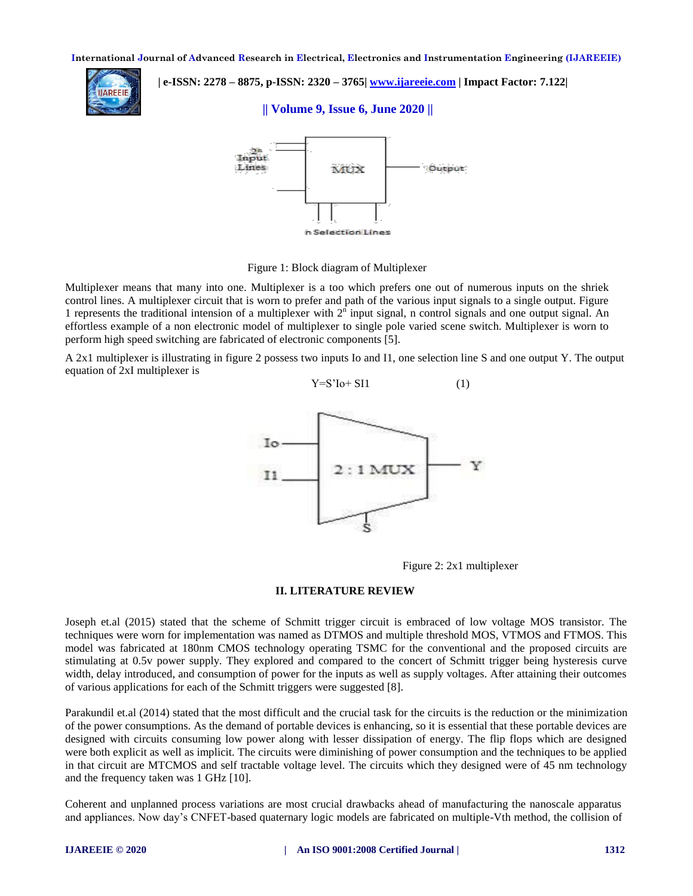Figure 1: Block diagram of Multiplexer

Multiplexer means that many into one. Multiplexer is a too which prefers one out of numerous inputs on the shriek control lines. A multiplexer circuit that is worn to prefer and path of the various input signals to a single output. Figure 1 represents the traditional intension of a multiplexer with $2^n$ input signal, n control signals and one output signal. An effortless example of a non electronic model of multiplexer to single pole varied scene switch. Multiplexer is worn to perform high speed switching are fabricated of electronic components [5].

A 2x1 multiplexer is illustrating in figure 2 possess two inputs Io and I1, one selection line S and one output Y. The output equation of 2xI multiplexer is

$$Y=S'I_o+ SI1 \quad (1)$$

Figure 2: 2x1 multiplexer

## II. LITERATURE REVIEW

Joseph et.al (2015) stated that the scheme of Schmitt trigger circuit is embraced of low voltage MOS transistor. The techniques were worn for implementation was named as DTMOS and multiple threshold MOS, VTMOS and FTMOS. This model was fabricated at 180nm CMOS technology operating TSMC for the conventional and the proposed circuits are stimulating at 0.5v power supply. They explored and compared to the concert of Schmitt trigger being hysteresis curve width, delay introduced, and consumption of power for the inputs as well as supply voltages. After attaining their outcomes of various applications for each of the Schmitt triggers were suggested [8].

Parakundil et.al (2014) stated that the most difficult and the crucial task for the circuits is the reduction or the minimization of the power consumptions. As the demand of portable devices is enhancing, so it is essential that these portable devices are designed with circuits consuming low power along with lesser dissipation of energy. The flip flops which are designed were both explicit as well as implicit. The circuits were diminishing of power consumption and the techniques to be applied in that circuit are MTCMOS and self tractable voltage level. The circuits which they designed were of 45 nm technology and the frequency taken was 1 GHz [10].

Coherent and unplanned process variations are most crucial drawbacks ahead of manufacturing the nanoscale apparatus and appliances. Now day's CNFET-based quaternary logic models are fabricated on multiple-Vth method, the collision of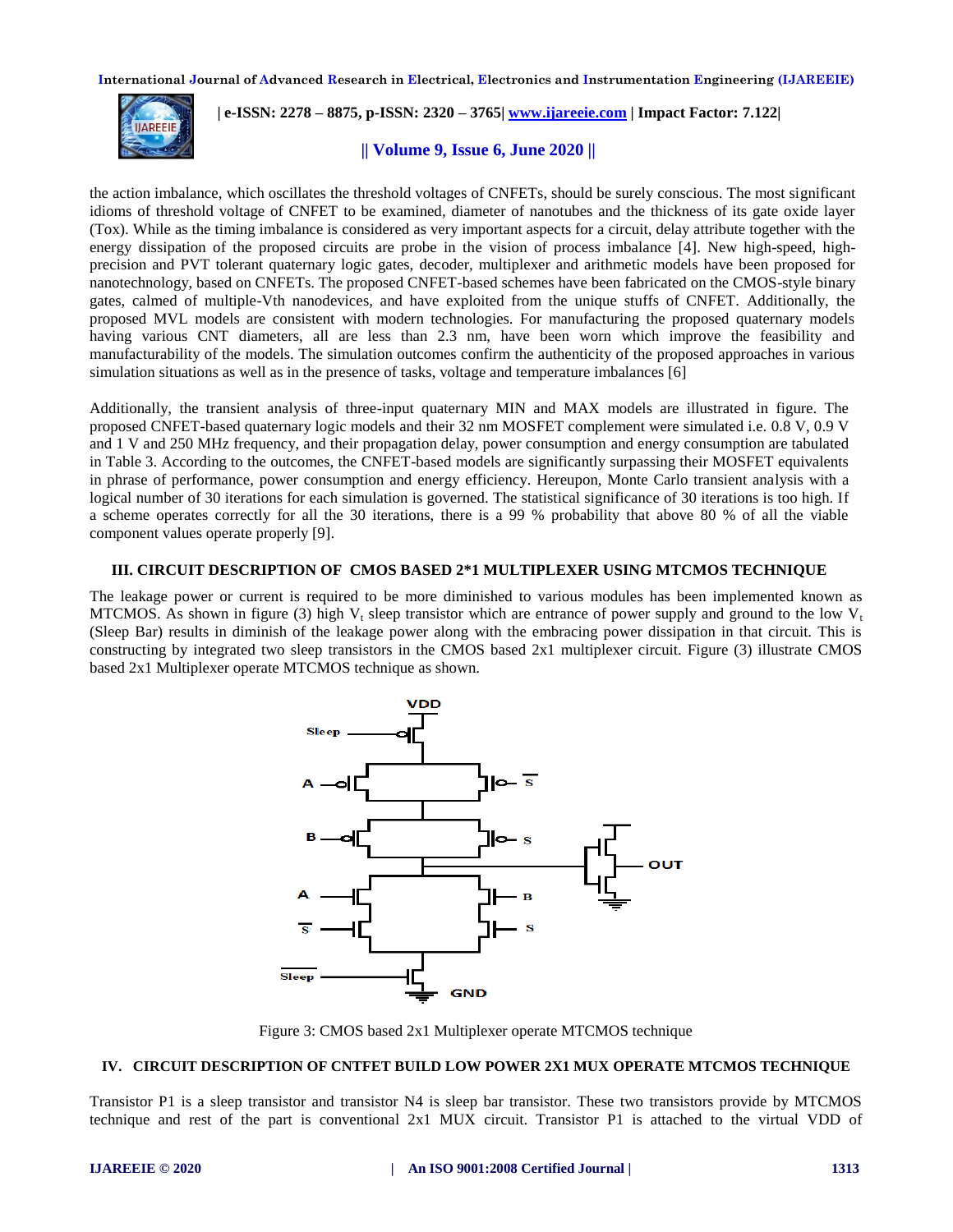the action imbalance, which oscillates the threshold voltages of CNFETs, should be surely conscious. The most significant idioms of threshold voltage of CNFET to be examined, diameter of nanotubes and the thickness of its gate oxide layer (Tox). While as the timing imbalance is considered as very important aspects for a circuit, delay attribute together with the energy dissipation of the proposed circuits are probe in the vision of process imbalance [4]. New high-speed, high-precision and PVT tolerant quaternary logic gates, decoder, multiplexer and arithmetic models have been proposed for nanotechnology, based on CNFETs. The proposed CNFET-based schemes have been fabricated on the CMOS-style binary gates, calmed of multiple-Vth nanodevices, and have exploited from the unique stuffs of CNFET. Additionally, the proposed MVL models are consistent with modern technologies. For manufacturing the proposed quaternary models having various CNT diameters, all are less than 2.3 nm, have been worn which improve the feasibility and manufacturability of the models. The simulation outcomes confirm the authenticity of the proposed approaches in various simulation situations as well as in the presence of tasks, voltage and temperature imbalances [6]

Additionally, the transient analysis of three-input quaternary MIN and MAX models are illustrated in figure. The proposed CNFET-based quaternary logic models and their 32 nm MOSFET complement were simulated i.e. 0.8 V, 0.9 V and 1 V and 250 MHz frequency, and their propagation delay, power consumption and energy consumption are tabulated in Table 3. According to the outcomes, the CNFET-based models are significantly surpassing their MOSFET equivalents in phrase of performance, power consumption and energy efficiency. Hereupon, Monte Carlo transient analysis with a logical number of 30 iterations for each simulation is governed. The statistical significance of 30 iterations is too high. If a scheme operates correctly for all the 30 iterations, there is a 99 % probability that above 80 % of all the viable component values operate properly [9].

## III. CIRCUIT DESCRIPTION OF CMOS BASED 2*1 MULTIPLEXER USING MTCMOS TECHNIQUE

The leakage power or current is required to be more diminished to various modules has been implemented known as MTCMOS. As shown in figure (3) high $V_t$ sleep transistor which are entrance of power supply and ground to the low $V_t$ (Sleep Bar) results in diminish of the leakage power along with the embracing power dissipation in that circuit. This is constructing by integrated two sleep transistors in the CMOS based 2x1 multiplexer circuit. Figure (3) illustrate CMOS based 2x1 Multiplexer operate MTCMOS technique as shown.

Figure 3: CMOS based 2x1 Multiplexer operate MTCMOS technique

## IV. CIRCUIT DESCRIPTION OF CNTFET BUILD LOW POWER 2X1 MUX OPERATE MTCMOS TECHNIQUE

Transistor P1 is a sleep transistor and transistor N4 is sleep bar transistor. These two transistors provide by MTCMOS technique and rest of the part is conventional 2x1 MUX circuit. Transistor P1 is attached to the virtual VDD of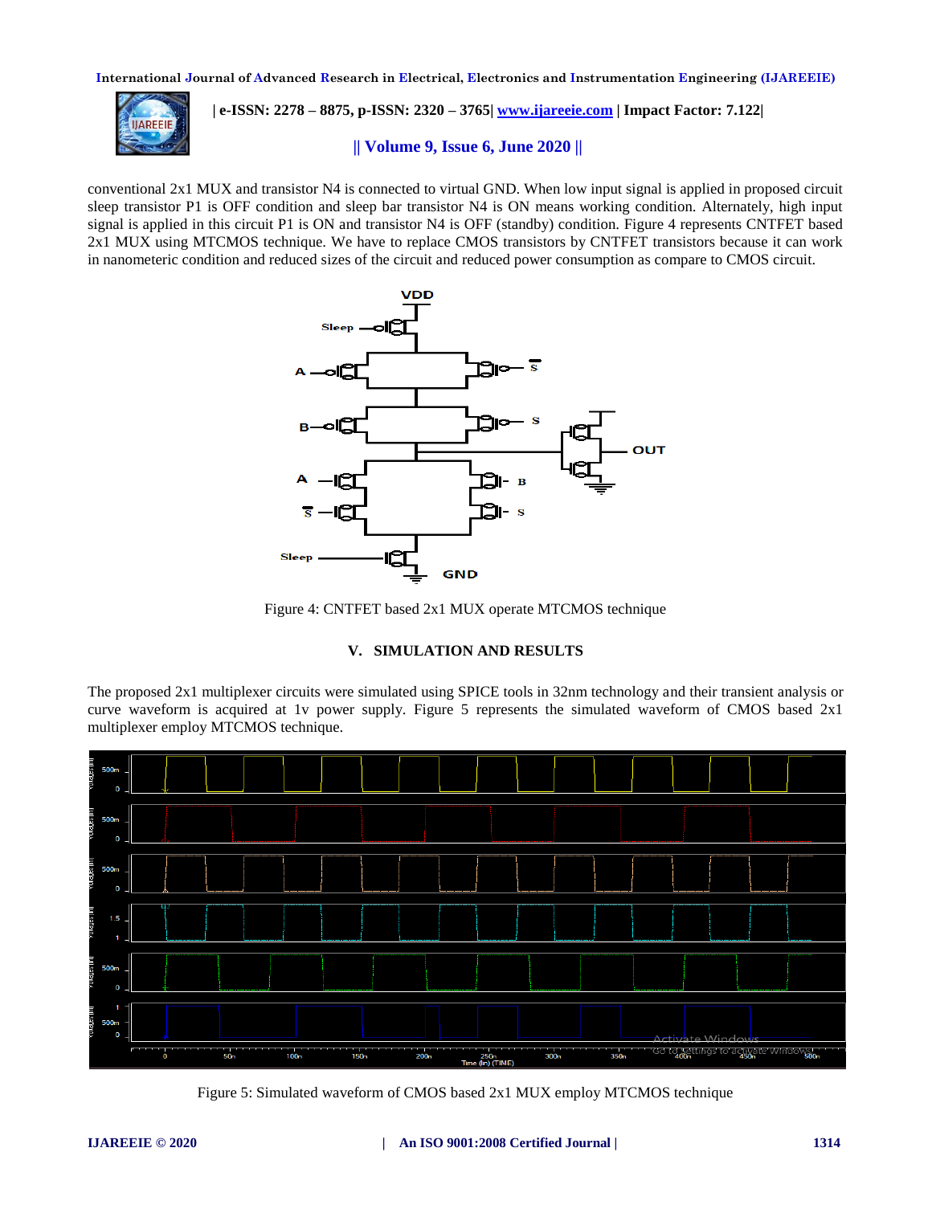conventional 2x1 MUX and transistor N4 is connected to virtual GND. When low input signal is applied in proposed circuit sleep transistor P1 is OFF condition and sleep bar transistor N4 is ON means working condition. Alternately, high input signal is applied in this circuit P1 is ON and transistor N4 is OFF (standby) condition. Figure 4 represents CNTFET based 2x1 MUX using MTCMOS technique. We have to replace CMOS transistors by CNTFET transistors because it can work in nanometeric condition and reduced sizes of the circuit and reduced power consumption as compare to CMOS circuit.

Figure 4: CNTFET based 2x1 MUX operate MTCMOS technique

## V. SIMULATION AND RESULTS

The proposed 2x1 multiplexer circuits were simulated using SPICE tools in 32nm technology and their transient analysis or curve waveform is acquired at 1v power supply. Figure 5 represents the simulated waveform of CMOS based 2x1 multiplexer employ MTCMOS technique.

Figure 5: Simulated waveform of CMOS based 2x1 MUX employ MTCMOS technique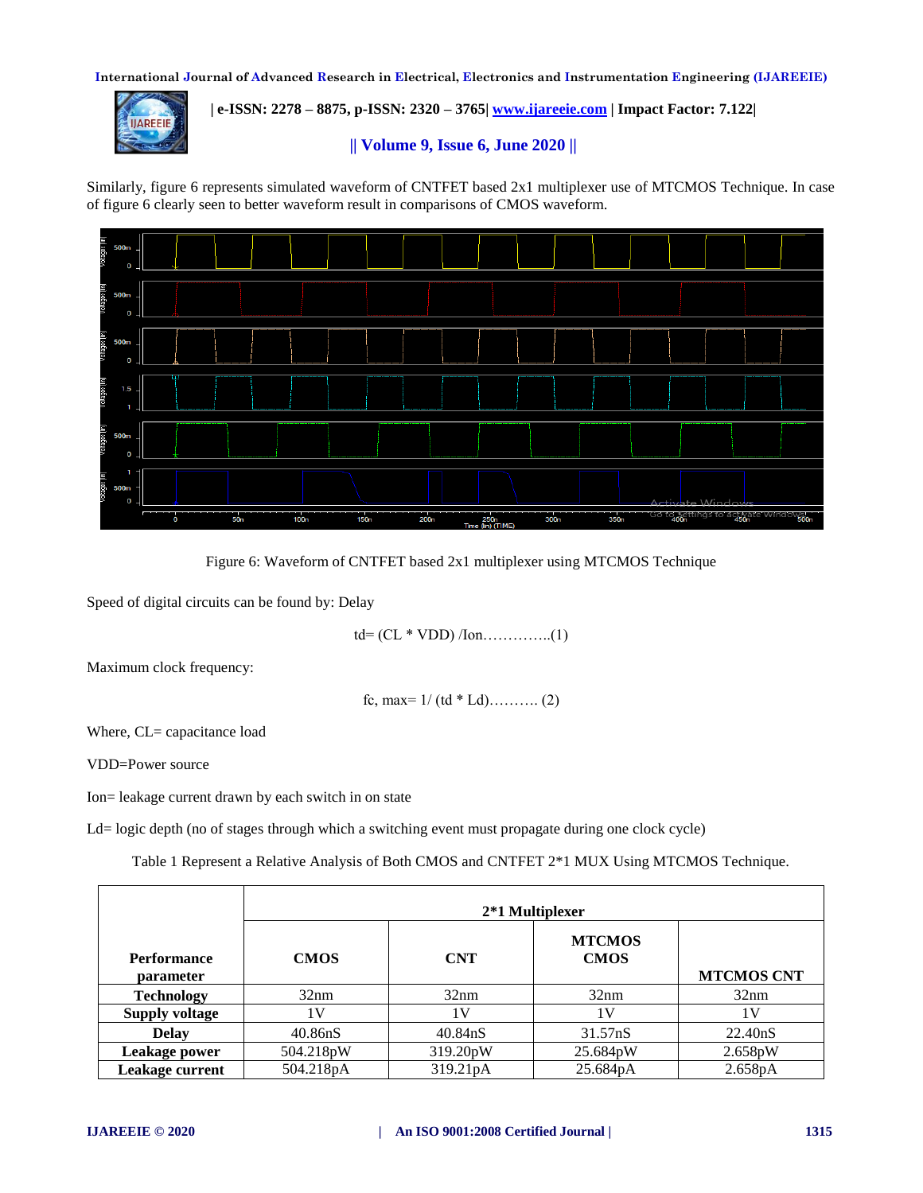Similarly, figure 6 represents simulated waveform of CNTFET based 2x1 multiplexer use of MTCMOS Technique. In case of figure 6 clearly seen to better waveform result in comparisons of CMOS waveform.

Figure 6: Waveform of CNTFET based 2x1 multiplexer using MTCMOS Technique

Speed of digital circuits can be found by: Delay

$$td= (CL * VDD) /Ion \ldots\ldots\ldots\ldots\ldots(1)$$

Maximum clock frequency:

$$fc, max= 1/ (td * Ld) \ldots\ldots\ldots\ldots (2)$$

Where, CL= capacitance load

VDD=Power source

Ion= leakage current drawn by each switch in on state

Ld= logic depth (no of stages through which a switching event must propagate during one clock cycle)

Table 1 Represent a Relative Analysis of Both CMOS and CNTFET 2*1 MUX Using MTCMOS Technique.

| Performance parameter | 2*1 Multiplexer | | | |
|---|---|---|---|---|
| | **CMOS** | **CNT** | **MTCMOS CMOS** | **MTCMOS CNT** |
| **Technology** | 32nm | 32nm | 32nm | 32nm |
| **Supply voltage** | 1V | 1V | 1V | 1V |
| **Delay** | 40.86nS | 40.84nS | 31.57nS | 22.40nS |
| **Leakage power** | 504.218pW | 319.20pW | 25.684pW | 2.658pW |
| **Leakage current** | 504.218pA | 319.21pA | 25.684pA | 2.658pA |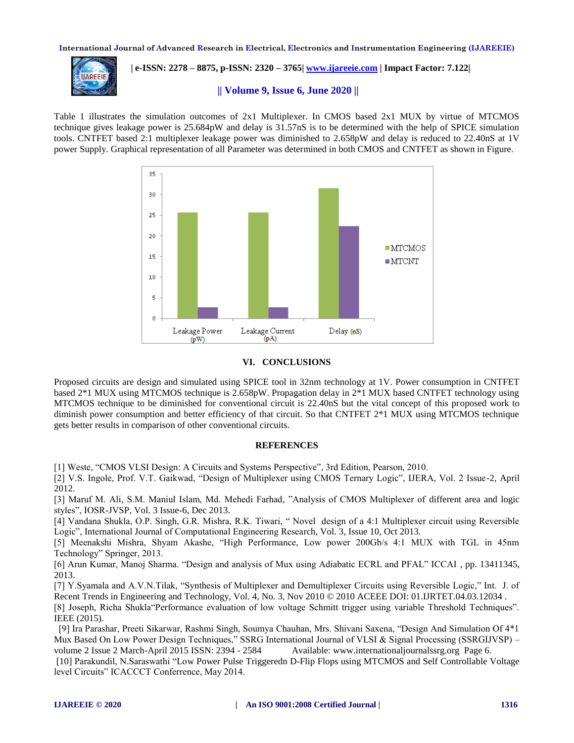Table 1 illustrates the simulation outcomes of 2x1 Multiplexer. In CMOS based 2x1 MUX by virtue of MTCMOS technique gives leakage power is 25.684pW and delay is 31.57nS is to be determined with the help of SPICE simulation tools. CNTFET based 2:1 multiplexer leakage power was diminished to 2.658pW and delay is reduced to 22.40nS at 1V power Supply. Graphical representation of all Parameter was determined in both CMOS and CNTFET as shown in Figure.

35
30
25
20
15
10
5
0

Leakage Power (pW)
Leakage Current (pA)
Delay (nS)

MTCMOS
MTCNT

## VI. CONCLUSIONS

Proposed circuits are design and simulated using SPICE tool in 32nm technology at 1V. Power consumption in CNTFET based 2*1 MUX using MTCMOS technique is 2.658pW. Propagation delay in 2*1 MUX based CNTFET technology using MTCMOS technique to be diminished for conventional circuit is 22.40nS but the vital concept of this proposed work to diminish power consumption and better efficiency of that circuit. So that CNTFET 2*1 MUX using MTCMOS technique gets better results in comparison of other conventional circuits.

## REFERENCES

[1] Weste, "CMOS VLSI Design: A Circuits and Systems Perspective", 3rd Edition, Pearson, 2010.

[2] V.S. Ingole, Prof. V.T. Gaikwad, "Design of Multiplexer using CMOS Ternary Logic", IJERA, Vol. 2 Issue-2, April 2012.

[3] Maruf M. Ali, S.M. Maniul Islam, Md. Mehedi Farhad, "Analysis of CMOS Multiplexer of different area and logic styles", IOSR-JVSP, Vol. 3 Issue-6, Dec 2013.

[4] Vandana Shukla, O.P. Singh, G.R. Mishra, R.K. Tiwari, " Novel design of a 4:1 Multiplexer circuit using Reversible Logic", International Journal of Computational Engineering Research, Vol. 3, Issue 10, Oct 2013.

[5] Meenakshi Mishra, Shyam Akashe, "High Performance, Low power 200Gb/s 4:1 MUX with TGL in 45nm Technology" Springer, 2013.

[6] Arun Kumar, Manoj Sharma. "Design and analysis of Mux using Adiabatic ECRL and PFAL" ICCAI , pp. 13411345, 2013.

[7] Y.Syamala and A.V.N.Tilak, "Synthesis of Multiplexer and Demultiplexer Circuits using Reversible Logic," Int. J. of Recent Trends in Engineering and Technology, Vol. 4, No. 3, Nov 2010 © 2010 ACEEE DOI: 01.IJRTET.04.03.12034 .

[8] Joseph, Richa Shukla"Performance evaluation of low voltage Schmitt trigger using variable Threshold Techniques". IEEE (2015).

[9] Ira Parashar, Preeti Sikarwar, Rashmi Singh, Soumya Chauhan, Mrs. Shivani Saxena, "Design And Simulation Of 4*1 Mux Based On Low Power Design Techniques," SSRG International Journal of VLSI & Signal Processing (SSRGIJVSP) – volume 2 Issue 2 March-April 2015 ISSN: 2394 - 2584 Available: www.internationaljournalssrg.org Page 6.

[10] Parakundil, N.Saraswathi "Low Power Pulse Triggeredn D-Flip Flops using MTCMOS and Self Controllable Voltage level Circuits" ICACCCT Conferrence, May 2014.